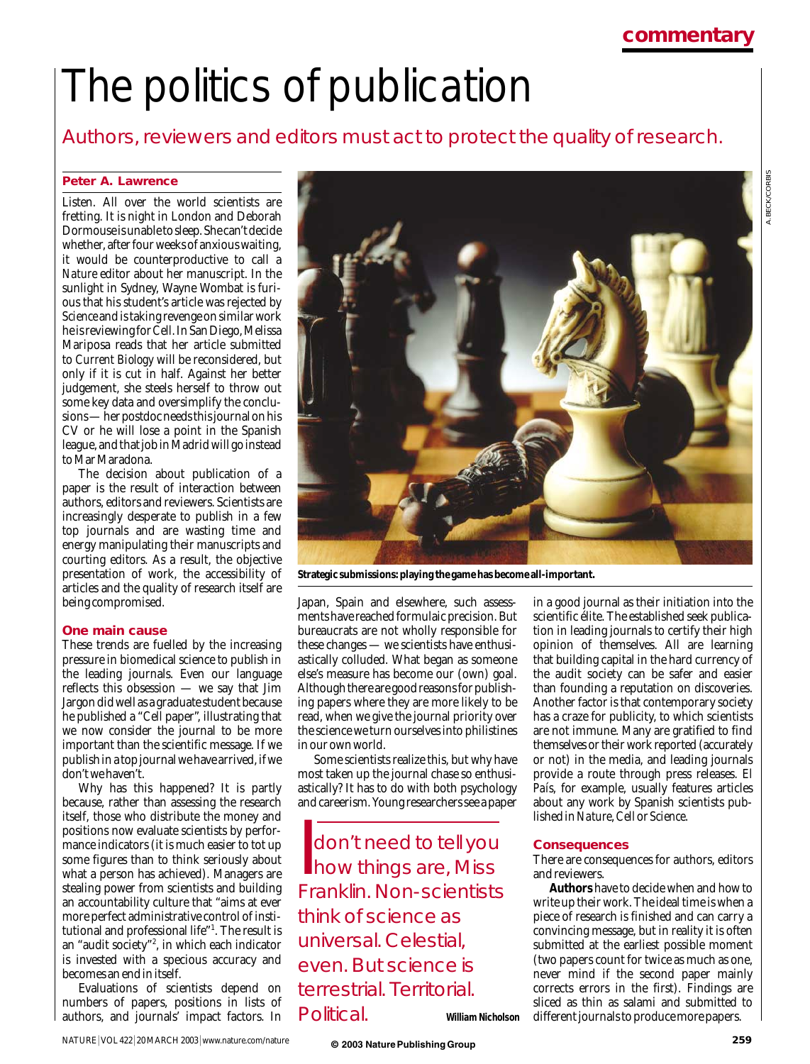commentary

# The politics of publication

## Authors, reviewers and editors must act to protect the quality of research.

**Peter A. Lawrence**

Listen. All over the world scientists are fretting. It is night in London and Deborah Dormouse is unable to sleep. She can't decide whether, after four weeks of anxious waiting, it would be counterproductive to call a *Nature* editor about her manuscript. In the sunlight in Sydney, Wayne Wombat is furious that his student's article was rejected by *Science* and is taking revenge on similar work he is reviewing for *Cell*. In San Diego, Melissa Mariposa reads that her article submitted to *Current Biology* will be reconsidered, but only if it is cut in half. Against her better judgement, she steels herself to throw out some key data and oversimplify the conclusions — her postdoc needs this journal on his CV or he will lose a point in the Spanish league, and that job in Madrid will go instead to Mar Maradona.

The decision about publication of a paper is the result of interaction between authors, editors and reviewers. Scientists are increasingly desperate to publish in a few top journals and are wasting time and energy manipulating their manuscripts and courting editors. As a result, the objective presentation of work, the accessibility of articles and the quality of research itself are being compromised.

### One main cause

These trends are fuelled by the increasing pressure in biomedical science to publish in the leading journals. Even our language reflects this obsession — we say that Jim Jargon did well as a graduate student because he published a "Cell paper", illustrating that we now consider the journal to be more important than the scientific message. If we publish in a top journal we have arrived, if we don't we haven't.

Why has this happened? It is partly because, rather than assessing the research itself, those who distribute the money and positions now evaluate scientists by performance indicators (it is much easier to tot up some figures than to think seriously about what a person has achieved). Managers are stealing power from scientists and building an accountability culture that "aims at ever more perfect administrative control of institutional and professional life"[1]. The result is an "audit society"[2], in which each indicator is invested with a specious accuracy and becomes an end in itself.

Evaluations of scientists depend on numbers of papers, positions in lists of authors, and journals' impact factors. In Japan, Spain and elsewhere, such assessments have reached formulaic precision. But bureaucrats are not wholly responsible for these changes — we scientists have enthusiastically colluded. What began as someone else's measure has become our (own) goal. Although there are good reasons for publishing papers where they are more likely to be read, when we give the journal priority over the science we turn ourselves into philistines in our own world.

Some scientists realize this, but why have most taken up the journal chase so enthusiastically? It has to do with both psychology and careerism. Young researchers see a paper in a good journal as their initiation into the scientific élite. The established seek publication in leading journals to certify their high opinion of themselves. All are learning that building capital in the hard currency of the audit society can be safer and easier than founding a reputation on discoveries. Another factor is that contemporary society has a craze for publicity, to which scientists are not immune. Many are gratified to find themselves or their work reported (accurately or not) in the media, and leading journals provide a route through press releases. *El País*, for example, usually features articles about any work by Spanish scientists published in *Nature*, *Cell* or *Science*.

Strategic submissions: playing the game has become all-important.

> I don't need to tell you how things are, Miss Franklin. Non-scientists think of science as universal. Celestial, even. But science is terrestrial. Territorial. Political. **William Nicholson**

### Consequences

There are consequences for authors, editors and reviewers.

**Authors** have to decide when and how to write up their work. The ideal time is when a piece of research is finished and can carry a convincing message, but in reality it is often submitted at the earliest possible moment (two papers count for twice as much as one, never mind if the second paper mainly corrects errors in the first). Findings are sliced as thin as salami and submitted to different journals to produce more papers.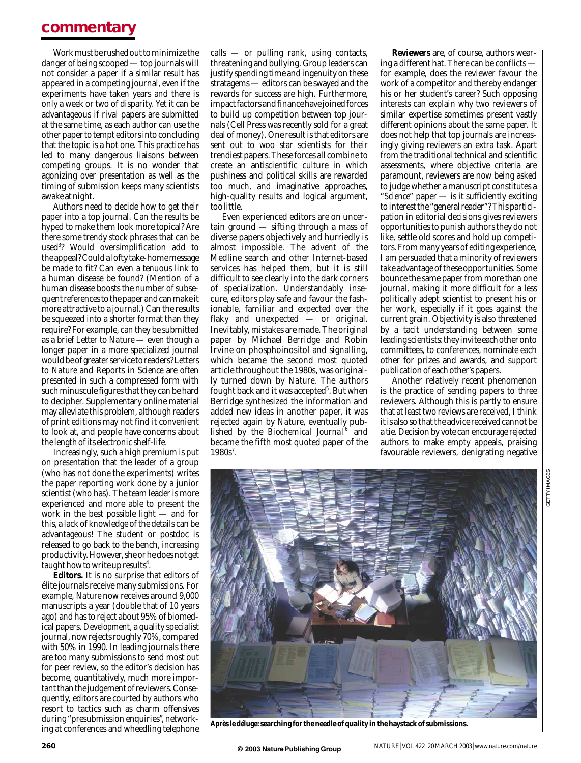Work must be rushed out to minimize the danger of being scooped — top journals will not consider a paper if a similar result has appeared in a competing journal, even if the experiments have taken years and there is only a week or two of disparity. Yet it can be advantageous if rival papers are submitted at the same time, as each author can use the other paper to tempt editors into concluding that the topic is a hot one. This practice has led to many dangerous liaisons between competing groups. It is no wonder that agonizing over presentation as well as the timing of submission keeps many scientists awake at night.

Authors need to decide how to get their paper into a top journal. Can the results be hyped to make them look more topical? Are there some trendy stock phrases that can be used[3]? Would oversimplification add to the appeal? Could a lofty take-home message be made to fit? Can even a tenuous link to a human disease be found? (Mention of a human disease boosts the number of subsequent references to the paper and can make it more attractive to a journal.) Can the results be squeezed into a shorter format than they require? For example, can they be submitted as a brief Letter to *Nature* — even though a longer paper in a more specialized journal would be of greater service to readers? Letters to *Nature* and Reports in *Science* are often presented in such a compressed form with such minuscule figures that they can be hard to decipher. Supplementary online material may alleviate this problem, although readers of print editions may not find it convenient to look at, and people have concerns about the length of its electronic shelf-life.

Increasingly, such a high premium is put on presentation that the leader of a group (who has not done the experiments) writes the paper reporting work done by a junior scientist (who has). The team leader is more experienced and more able to present the work in the best possible light — and for this, a lack of knowledge of the details can be advantageous! The student or postdoc is released to go back to the bench, increasing productivity. However, she or he does not get taught how to write up results[4].

**Editors.** It is no surprise that editors of élite journals receive many submissions. For example, *Nature* now receives around 9,000 manuscripts a year (double that of 10 years ago) and has to reject about 95% of biomedical papers. *Development*, a quality specialist journal, now rejects roughly 70%, compared with 50% in 1990. In leading journals there are too many submissions to send most out for peer review, so the editor's decision has become, quantitatively, much more important than the judgement of reviewers. Consequently, editors are courted by authors who resort to tactics such as charm offensives during "presubmission enquiries", networking at conferences and wheedling telephone calls — or pulling rank, using contacts, threatening and bullying. Group leaders can justify spending time and ingenuity on these stratagems — editors can be swayed and the rewards for success are high. Furthermore, impact factors and finance have joined forces to build up competition between top journals (Cell Press was recently sold for a great deal of money). One result is that editors are sent out to woo star scientists for their trendiest papers. These forces all combine to create an antiscientific culture in which pushiness and political skills are rewarded too much, and imaginative approaches, high-quality results and logical argument, too little.

Even experienced editors are on uncertain ground — sifting through a mass of diverse papers objectively and hurriedly is almost impossible. The advent of the Medline search and other Internet-based services has helped them, but it is still difficult to see clearly into the dark corners of specialization. Understandably insecure, editors play safe and favour the fashionable, familiar and expected over the flaky and unexpected — or original. Inevitably, mistakes are made. The original paper by Michael Berridge and Robin Irvine on phosphoinositol and signalling, which became the second most quoted article throughout the 1980s, was originally turned down by *Nature*. The authors fought back and it was accepted[5]. But when Berridge synthesized the information and added new ideas in another paper, it was rejected again by *Nature*, eventually published by the *Biochemical Journal*[6] and became the fifth most quoted paper of the 1980s[7].

**Reviewers** are, of course, authors wearing a different hat. There can be conflicts — for example, does the reviewer favour the work of a competitor and thereby endanger his or her student's career? Such opposing interests can explain why two reviewers of similar expertise sometimes present vastly different opinions about the same paper. It does not help that top journals are increasingly giving reviewers an extra task. Apart from the traditional technical and scientific assessments, where objective criteria are paramount, reviewers are now being asked to judge whether a manuscript constitutes a "*Science*" paper — is it sufficiently exciting to interest the "general reader"? This participation in editorial decisions gives reviewers opportunities to punish authors they do not like, settle old scores and hold up competitors. From many years of editing experience, I am persuaded that a minority of reviewers take advantage of these opportunities. Some bounce the same paper from more than one journal, making it more difficult for a less politically adept scientist to present his or her work, especially if it goes against the current grain. Objectivity is also threatened by a tacit understanding between some leading scientists: they invite each other onto committees, to conferences, nominate each other for prizes and awards, and support publication of each other's papers.

Another relatively recent phenomenon is the practice of sending papers to three reviewers. Although this is partly to ensure that at least two reviews are received, I think it is also so that the advice received cannot be a tie. Decision by vote can encourage rejected authors to make empty appeals, praising favourable reviewers, denigrating negative

GETTY IMAGES

**Après le déluge: searching for the needle of quality in the haystack of submissions.**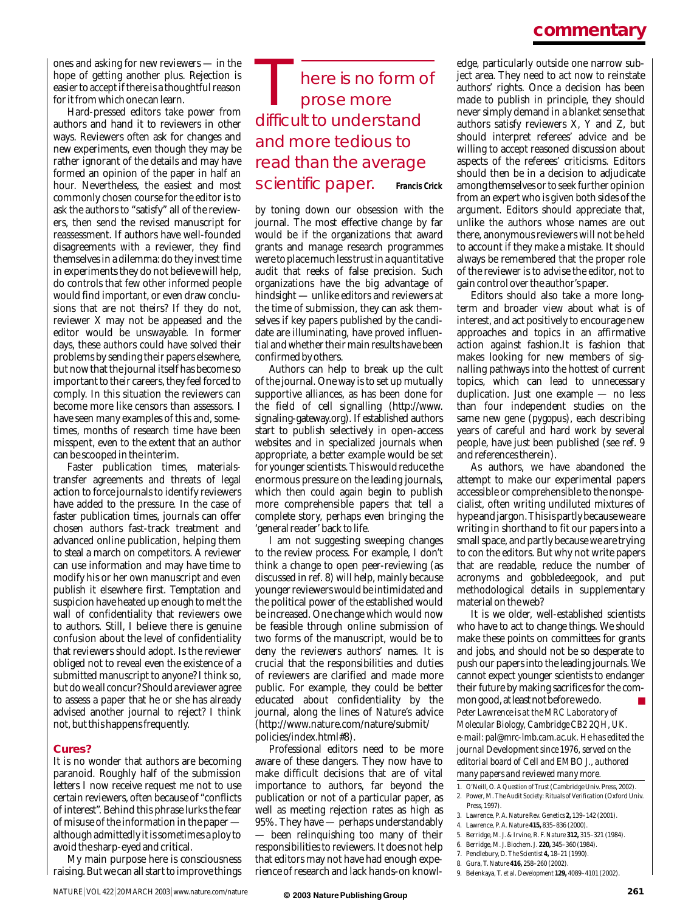ones and asking for new reviewers — in the hope of getting another plus. Rejection is easier to accept if there is a thoughtful reason for it from which one can learn.

Hard-pressed editors take power from authors and hand it to reviewers in other ways. Reviewers often ask for changes and new experiments, even though they may be rather ignorant of the details and may have formed an opinion of the paper in half an hour. Nevertheless, the easiest and most commonly chosen course for the editor is to ask the authors to "satisfy" all of the reviewers, then send the revised manuscript for reassessment. If authors have well-founded disagreements with a reviewer, they find themselves in a dilemma: do they invest time in experiments they do not believe will help, do controls that few other informed people would find important, or even draw conclusions that are not theirs? If they do not, reviewer X may not be appeased and the editor would be unswayable. In former days, these authors could have solved their problems by sending their papers elsewhere, but now that the journal itself has become so important to their careers, they feel forced to comply. In this situation the reviewers can become more like censors than assessors. I have seen many examples of this and, sometimes, months of research time have been misspent, even to the extent that an author can be scooped in the interim.

Faster publication times, materials-transfer agreements and threats of legal action to force journals to identify reviewers have added to the pressure. In the case of faster publication times, journals can offer chosen authors fast-track treatment and advanced online publication, helping them to steal a march on competitors. A reviewer can use information and may have time to modify his or her own manuscript and even publish it elsewhere first. Temptation and suspicion have heated up enough to melt the wall of confidentiality that reviewers owe to authors. Still, I believe there is genuine confusion about the level of confidentiality that reviewers should adopt. Is the reviewer obliged not to reveal even the existence of a submitted manuscript to anyone? I think so, but do we all concur? Should a reviewer agree to assess a paper that he or she has already advised another journal to reject? I think not, but this happens frequently.

## Cures?

It is no wonder that authors are becoming paranoid. Roughly half of the submission letters I now receive request me not to use certain reviewers, often because of "conflicts of interest". Behind this phrase lurks the fear of misuse of the information in the paper — although admittedly it is sometimes a ploy to avoid the sharp-eyed and critical.

My main purpose here is consciousness raising. But we can all start to improve things by toning down our obsession with the journal. The most effective change by far would be if the organizations that award grants and manage research programmes were to place much less trust in a quantitative audit that reeks of false precision. Such organizations have the big advantage of hindsight — unlike editors and reviewers at the time of submission, they can ask themselves if key papers published by the candidate are illuminating, have proved influential and whether their main results have been confirmed by others.

> There is no form of prose more difficult to understand and more tedious to read than the average scientific paper. **Francis Crick**

Authors can help to break up the cult of the journal. One way is to set up mutually supportive alliances, as has been done for the field of cell signalling (http://www.signaling-gateway.org). If established authors start to publish selectively in open-access websites and in specialized journals when appropriate, a better example would be set for younger scientists. This would reduce the enormous pressure on the leading journals, which then could again begin to publish more comprehensible papers that tell a complete story, perhaps even bringing the 'general reader' back to life.

I am not suggesting sweeping changes to the review process. For example, I don't think a change to open peer-reviewing (as discussed in ref. 8) will help, mainly because younger reviewers would be intimidated and the political power of the established would be increased. One change which would now be feasible through online submission of two forms of the manuscript, would be to deny the reviewers authors' names. It is crucial that the responsibilities and duties of reviewers are clarified and made more public. For example, they could be better educated about confidentiality by the journal, along the lines of *Nature*'s advice (http://www.nature.com/nature/submit/policies/index.html#8).

Professional editors need to be more aware of these dangers. They now have to make difficult decisions that are of vital importance to authors, far beyond the publication or not of a particular paper, as well as meeting rejection rates as high as 95%. They have — perhaps understandably — been relinquishing too many of their responsibilities to reviewers. It does not help that editors may not have had enough experience of research and lack hands-on knowledge, particularly outside one narrow subject area. They need to act now to reinstate authors' rights. Once a decision has been made to publish in principle, they should never simply demand in a blanket sense that authors satisfy reviewers X, Y and Z, but should interpret referees' advice and be willing to accept reasoned discussion about aspects of the referees' criticisms. Editors should then be in a decision to adjudicate among themselves or to seek further opinion from an expert who is given both sides of the argument. Editors should appreciate that, unlike the authors whose names are out there, anonymous reviewers will not be held to account if they make a mistake. It should always be remembered that the proper role of the reviewer is to advise the editor, not to gain control over the author's paper.

Editors should also take a more long-term and broader view about what is of interest, and act positively to encourage new approaches and topics in an affirmative action against fashion. It is fashion that makes looking for new members of signalling pathways into the hottest of current topics, which can lead to unnecessary duplication. Just one example — no less than four independent studies on the same new gene (*pygopus*), each describing years of careful and hard work by several people, have just been published (see ref. 9 and references therein).

As authors, we have abandoned the attempt to make our experimental papers accessible or comprehensible to the nonspecialist, often writing undiluted mixtures of hype and jargon. This is partly because we are writing in shorthand to fit our papers into a small space, and partly because we are trying to con the editors. But why not write papers that are readable, reduce the number of acronyms and gobbledeegook, and put methodological details in supplementary material on the web?

It is we older, well-established scientists who have to act to change things. We should make these points on committees for grants and jobs, and should not be so desperate to push our papers into the leading journals. We cannot expect younger scientists to endanger their future by making sacrifices for the common good, at least not before we do. ■

*Peter Lawrence is at the MRC Laboratory of Molecular Biology, Cambridge CB2 2QH, UK. e-mail: pal@mrc-lmb.cam.ac.uk. He has edited the journal* Development *since 1976, served on the editorial board of* Cell *and* EMBO J.*, authored many papers and reviewed many more.*

1. O'Neill, O. *A Question of Trust* (Cambridge Univ. Press, 2002).
2. Power, M. *The Audit Society: Rituals of Verification* (Oxford Univ. Press, 1997).
3. Lawrence, P. A. *Nature Rev. Genetics* **2,** 139–142 (2001).
4. Lawrence, P. A. *Nature* **415,** 835–836 (2000).
5. Berridge, M. J. & Irvine, R. F. *Nature* **312,** 315–321 (1984).
6. Berridge, M. J. *Biochem. J.* **220,** 345–360 (1984).
7. Pendlebury, D. *The Scientist* **4,** 18–21 (1990).
8. Gura, T. *Nature* **416,** 258–260 (2002).
9. Belenkaya, T. et al. *Development* **129,** 4089–4101 (2002).